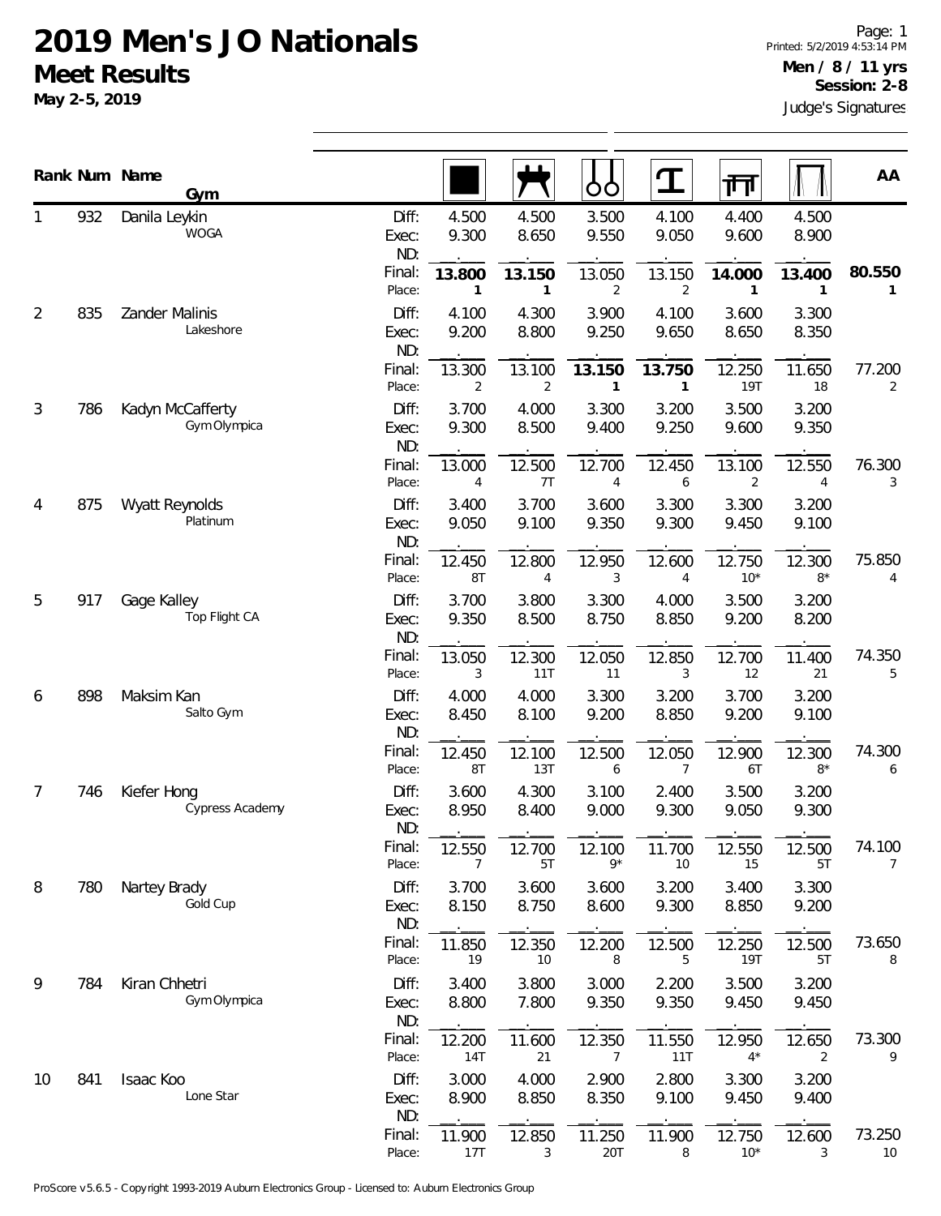# 2019 Men's JO Nationals

## Meet Results

**May 2-5, 2019**

Page: 1
Printed: 5/2/2019 4:53:14 PM
**Men / 8 / 11 yrs**
**Session: 2-8**
Judge's Signatures

| Rank | Num | Name / Gym | | Floor | Pommel Horse | Rings | Vault | Parallel Bars | High Bar | AA |
|---|---|---|---|---|---|---|---|---|---|---|
| 1 | 932 | Danila Leykin<br>WOGA | Diff: | 4.500 | 4.500 | 3.500 | 4.100 | 4.400 | 4.500 | |
| | | | Exec: | 9.300 | 8.650 | 9.550 | 9.050 | 9.600 | 8.900 | |
| | | | ND: | . | . | . | . | . | . | |
| | | | Final: | **13.800** | **13.150** | 13.050 | 13.150 | **14.000** | **13.400** | **80.550** |
| | | | Place: | 1 | 1 | 2 | 2 | 1 | 1 | 1 |
| 2 | 835 | Zander Malinis<br>Lakeshore | Diff: | 4.100 | 4.300 | 3.900 | 4.100 | 3.600 | 3.300 | |
| | | | Exec: | 9.200 | 8.800 | 9.250 | 9.650 | 8.650 | 8.350 | |
| | | | ND: | . | . | . | . | . | . | |
| | | | Final: | 13.300 | 13.100 | **13.150** | **13.750** | 12.250 | 11.650 | 77.200 |
| | | | Place: | 2 | 2 | 1 | 1 | 19T | 18 | 2 |
| 3 | 786 | Kadyn McCafferty<br>Gym Olympica | Diff: | 3.700 | 4.000 | 3.300 | 3.200 | 3.500 | 3.200 | |
| | | | Exec: | 9.300 | 8.500 | 9.400 | 9.250 | 9.600 | 9.350 | |
| | | | ND: | . | . | . | . | . | . | |
| | | | Final: | 13.000 | 12.500 | 12.700 | 12.450 | 13.100 | 12.550 | 76.300 |
| | | | Place: | 4 | 7T | 4 | 6 | 2 | 4 | 3 |
| 4 | 875 | Wyatt Reynolds<br>Platinum | Diff: | 3.400 | 3.700 | 3.600 | 3.300 | 3.300 | 3.200 | |
| | | | Exec: | 9.050 | 9.100 | 9.350 | 9.300 | 9.450 | 9.100 | |
| | | | ND: | . | . | . | . | . | . | |
| | | | Final: | 12.450 | 12.800 | 12.950 | 12.600 | 12.750 | 12.300 | 75.850 |
| | | | Place: | 8T | 4 | 3 | 4 | 10* | 8* | 4 |
| 5 | 917 | Gage Kalley<br>Top Flight CA | Diff: | 3.700 | 3.800 | 3.300 | 4.000 | 3.500 | 3.200 | |
| | | | Exec: | 9.350 | 8.500 | 8.750 | 8.850 | 9.200 | 8.200 | |
| | | | ND: | . | . | . | . | . | . | |
| | | | Final: | 13.050 | 12.300 | 12.050 | 12.850 | 12.700 | 11.400 | 74.350 |
| | | | Place: | 3 | 11T | 11 | 3 | 12 | 21 | 5 |
| 6 | 898 | Maksim Kan<br>Salto Gym | Diff: | 4.000 | 4.000 | 3.300 | 3.200 | 3.700 | 3.200 | |
| | | | Exec: | 8.450 | 8.100 | 9.200 | 8.850 | 9.200 | 9.100 | |
| | | | ND: | . | . | . | . | . | . | |
| | | | Final: | 12.450 | 12.100 | 12.500 | 12.050 | 12.900 | 12.300 | 74.300 |
| | | | Place: | 8T | 13T | 6 | 7 | 6T | 8* | 6 |
| 7 | 746 | Kiefer Hong<br>Cypress Academy | Diff: | 3.600 | 4.300 | 3.100 | 2.400 | 3.500 | 3.200 | |
| | | | Exec: | 8.950 | 8.400 | 9.000 | 9.300 | 9.050 | 9.300 | |
| | | | ND: | . | . | . | . | . | . | |
| | | | Final: | 12.550 | 12.700 | 12.100 | 11.700 | 12.550 | 12.500 | 74.100 |
| | | | Place: | 7 | 5T | 9* | 10 | 15 | 5T | 7 |
| 8 | 780 | Nartey Brady<br>Gold Cup | Diff: | 3.700 | 3.600 | 3.600 | 3.200 | 3.400 | 3.300 | |
| | | | Exec: | 8.150 | 8.750 | 8.600 | 9.300 | 8.850 | 9.200 | |
| | | | ND: | . | . | . | . | . | . | |
| | | | Final: | 11.850 | 12.350 | 12.200 | 12.500 | 12.250 | 12.500 | 73.650 |
| | | | Place: | 19 | 10 | 8 | 5 | 19T | 5T | 8 |
| 9 | 784 | Kiran Chhetri<br>Gym Olympica | Diff: | 3.400 | 3.800 | 3.000 | 2.200 | 3.500 | 3.200 | |
| | | | Exec: | 8.800 | 7.800 | 9.350 | 9.350 | 9.450 | 9.450 | |
| | | | ND: | . | . | . | . | . | . | |
| | | | Final: | 12.200 | 11.600 | 12.350 | 11.550 | 12.950 | 12.650 | 73.300 |
| | | | Place: | 14T | 21 | 7 | 11T | 4* | 2 | 9 |
| 10 | 841 | Isaac Koo<br>Lone Star | Diff: | 3.000 | 4.000 | 2.900 | 2.800 | 3.300 | 3.200 | |
| | | | Exec: | 8.900 | 8.850 | 8.350 | 9.100 | 9.450 | 9.400 | |
| | | | ND: | . | . | . | . | . | . | |
| | | | Final: | 11.900 | 12.850 | 11.250 | 11.900 | 12.750 | 12.600 | 73.250 |
| | | | Place: | 17T | 3 | 20T | 8 | 10* | 3 | 10 |

ProScore v5.6.5 - Copyright 1993-2019 Auburn Electronics Group - Licensed to: Auburn Electronics Group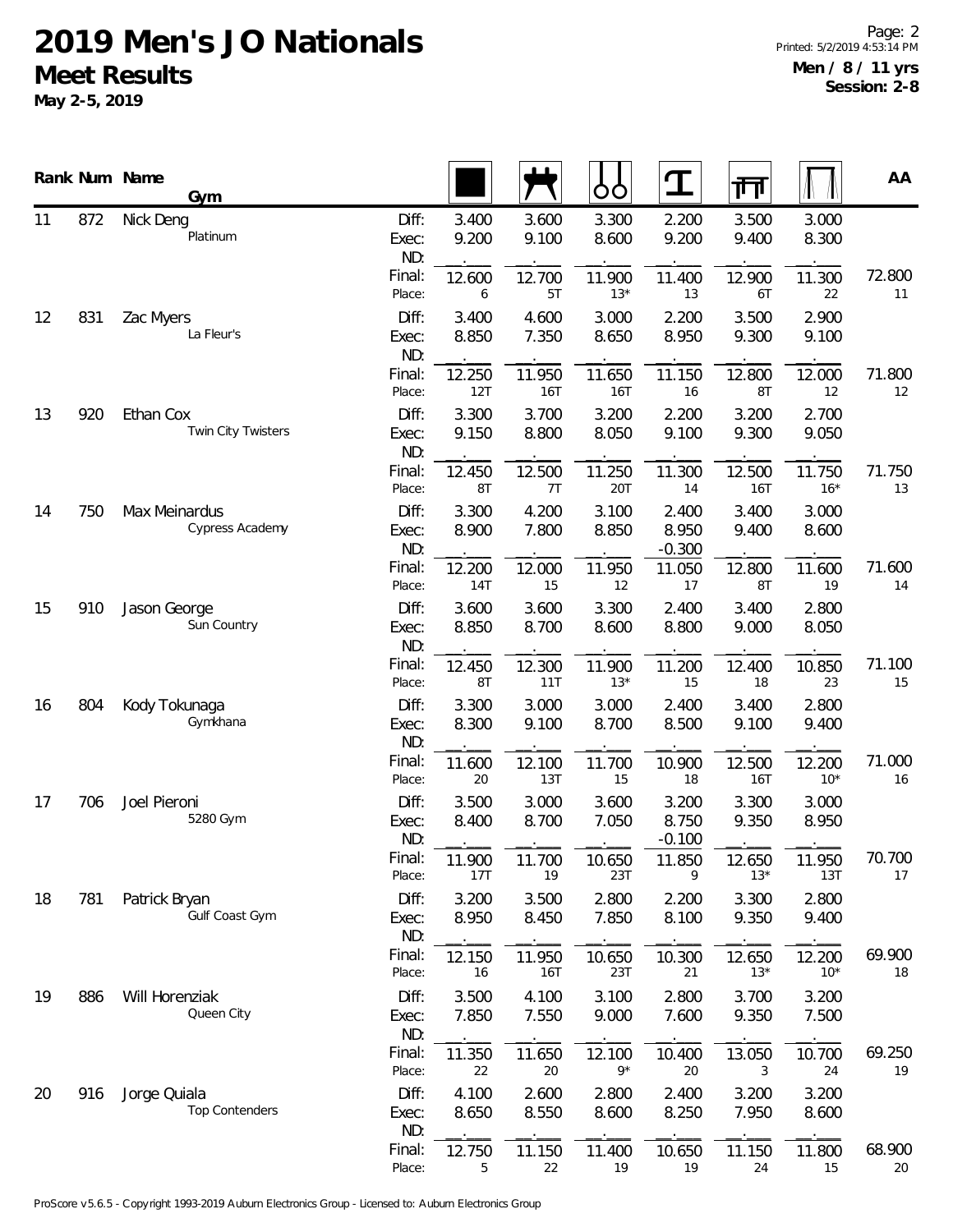# 2019 Men's JO Nationals

## Meet Results

**May 2-5, 2019**

**Men / 8 / 11 yrs**
**Session: 2-8**

| Rank | Num | Name / Gym | | Floor | Pommel Horse | Rings | Vault | Parallel Bars | High Bar | AA |
|---|---|---|---|---|---|---|---|---|---|---|
| 11 | 872 | Nick Deng / Platinum | Diff: | 3.400 | 3.600 | 3.300 | 2.200 | 3.500 | 3.000 | |
| | | | Exec: | 9.200 | 9.100 | 8.600 | 9.200 | 9.400 | 8.300 | |
| | | | ND: | | | | | | | |
| | | | Final: | 12.600 | 12.700 | 11.900 | 11.400 | 12.900 | 11.300 | 72.800 |
| | | | Place: | 6 | 5T | 13* | 13 | 6T | 22 | 11 |
| 12 | 831 | Zac Myers / La Fleur's | Diff: | 3.400 | 4.600 | 3.000 | 2.200 | 3.500 | 2.900 | |
| | | | Exec: | 8.850 | 7.350 | 8.650 | 8.950 | 9.300 | 9.100 | |
| | | | ND: | | | | | | | |
| | | | Final: | 12.250 | 11.950 | 11.650 | 11.150 | 12.800 | 12.000 | 71.800 |
| | | | Place: | 12T | 16T | 16T | 16 | 8T | 12 | 12 |
| 13 | 920 | Ethan Cox / Twin City Twisters | Diff: | 3.300 | 3.700 | 3.200 | 2.200 | 3.200 | 2.700 | |
| | | | Exec: | 9.150 | 8.800 | 8.050 | 9.100 | 9.300 | 9.050 | |
| | | | ND: | | | | | | | |
| | | | Final: | 12.450 | 12.500 | 11.250 | 11.300 | 12.500 | 11.750 | 71.750 |
| | | | Place: | 8T | 7T | 20T | 14 | 16T | 16* | 13 |
| 14 | 750 | Max Meinardus / Cypress Academy | Diff: | 3.300 | 4.200 | 3.100 | 2.400 | 3.400 | 3.000 | |
| | | | Exec: | 8.900 | 7.800 | 8.850 | 8.950 | 9.400 | 8.600 | |
| | | | ND: | | | | -0.300 | | | |
| | | | Final: | 12.200 | 12.000 | 11.950 | 11.050 | 12.800 | 11.600 | 71.600 |
| | | | Place: | 14T | 15 | 12 | 17 | 8T | 19 | 14 |
| 15 | 910 | Jason George / Sun Country | Diff: | 3.600 | 3.600 | 3.300 | 2.400 | 3.400 | 2.800 | |
| | | | Exec: | 8.850 | 8.700 | 8.600 | 8.800 | 9.000 | 8.050 | |
| | | | ND: | | | | | | | |
| | | | Final: | 12.450 | 12.300 | 11.900 | 11.200 | 12.400 | 10.850 | 71.100 |
| | | | Place: | 8T | 11T | 13* | 15 | 18 | 23 | 15 |
| 16 | 804 | Kody Tokunaga / Gymkhana | Diff: | 3.300 | 3.000 | 3.000 | 2.400 | 3.400 | 2.800 | |
| | | | Exec: | 8.300 | 9.100 | 8.700 | 8.500 | 9.100 | 9.400 | |
| | | | ND: | | | | | | | |
| | | | Final: | 11.600 | 12.100 | 11.700 | 10.900 | 12.500 | 12.200 | 71.000 |
| | | | Place: | 20 | 13T | 15 | 18 | 16T | 10* | 16 |
| 17 | 706 | Joel Pieroni / 5280 Gym | Diff: | 3.500 | 3.000 | 3.600 | 3.200 | 3.300 | 3.000 | |
| | | | Exec: | 8.400 | 8.700 | 7.050 | 8.750 | 9.350 | 8.950 | |
| | | | ND: | | | | -0.100 | | | |
| | | | Final: | 11.900 | 11.700 | 10.650 | 11.850 | 12.650 | 11.950 | 70.700 |
| | | | Place: | 17T | 19 | 23T | 9 | 13* | 13T | 17 |
| 18 | 781 | Patrick Bryan / Gulf Coast Gym | Diff: | 3.200 | 3.500 | 2.800 | 2.200 | 3.300 | 2.800 | |
| | | | Exec: | 8.950 | 8.450 | 7.850 | 8.100 | 9.350 | 9.400 | |
| | | | ND: | | | | | | | |
| | | | Final: | 12.150 | 11.950 | 10.650 | 10.300 | 12.650 | 12.200 | 69.900 |
| | | | Place: | 16 | 16T | 23T | 21 | 13* | 10* | 18 |
| 19 | 886 | Will Horenziak / Queen City | Diff: | 3.500 | 4.100 | 3.100 | 2.800 | 3.700 | 3.200 | |
| | | | Exec: | 7.850 | 7.550 | 9.000 | 7.600 | 9.350 | 7.500 | |
| | | | ND: | | | | | | | |
| | | | Final: | 11.350 | 11.650 | 12.100 | 10.400 | 13.050 | 10.700 | 69.250 |
| | | | Place: | 22 | 20 | 9* | 20 | 3 | 24 | 19 |
| 20 | 916 | Jorge Quiala / Top Contenders | Diff: | 4.100 | 2.600 | 2.800 | 2.400 | 3.200 | 3.200 | |
| | | | Exec: | 8.650 | 8.550 | 8.600 | 8.250 | 7.950 | 8.600 | |
| | | | ND: | | | | | | | |
| | | | Final: | 12.750 | 11.150 | 11.400 | 10.650 | 11.150 | 11.800 | 68.900 |
| | | | Place: | 5 | 22 | 19 | 19 | 24 | 15 | 20 |

ProScore v5.6.5 - Copyright 1993-2019 Auburn Electronics Group - Licensed to: Auburn Electronics Group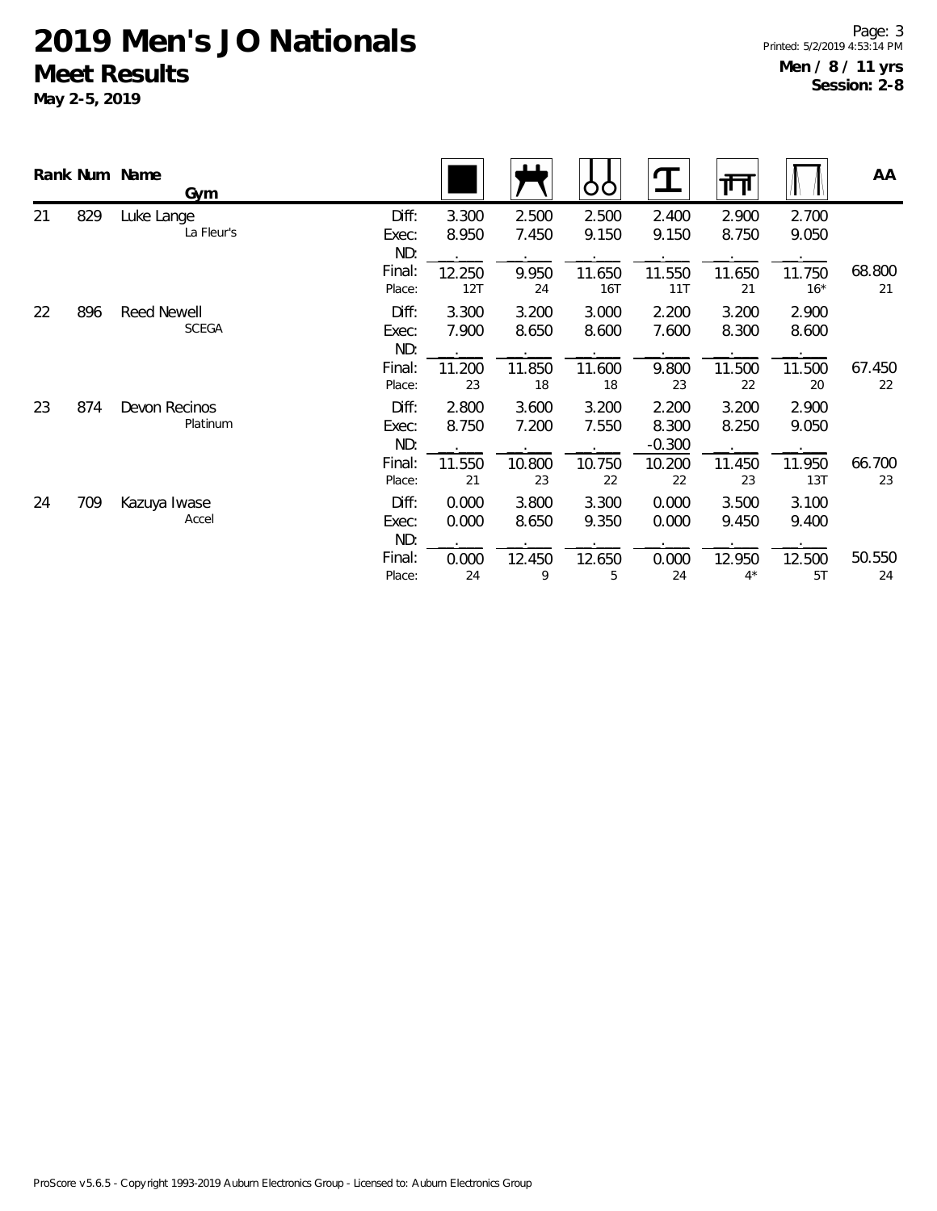# 2019 Men's JO Nationals

## Meet Results

**May 2-5, 2019**

**Men / 8 / 11 yrs**
**Session: 2-8**

| Rank | Num | Name / Gym | | Floor | Pommel Horse | Rings | Vault | Parallel Bars | High Bar | AA |
|---|---|---|---|---|---|---|---|---|---|---|
| 21 | 829 | Luke Lange | Diff: | 3.300 | 2.500 | 2.500 | 2.400 | 2.900 | 2.700 | |
| | | La Fleur's | Exec: | 8.950 | 7.450 | 9.150 | 9.150 | 8.750 | 9.050 | |
| | | | ND: | . | . | . | . | . | . | |
| | | | Final: | 12.250 | 9.950 | 11.650 | 11.550 | 11.650 | 11.750 | 68.800 |
| | | | Place: | 12T | 24 | 16T | 11T | 21 | 16* | 21 |
| 22 | 896 | Reed Newell | Diff: | 3.300 | 3.200 | 3.000 | 2.200 | 3.200 | 2.900 | |
| | | SCEGA | Exec: | 7.900 | 8.650 | 8.600 | 7.600 | 8.300 | 8.600 | |
| | | | ND: | . | . | . | . | . | . | |
| | | | Final: | 11.200 | 11.850 | 11.600 | 9.800 | 11.500 | 11.500 | 67.450 |
| | | | Place: | 23 | 18 | 18 | 23 | 22 | 20 | 22 |
| 23 | 874 | Devon Recinos | Diff: | 2.800 | 3.600 | 3.200 | 2.200 | 3.200 | 2.900 | |
| | | Platinum | Exec: | 8.750 | 7.200 | 7.550 | 8.300 | 8.250 | 9.050 | |
| | | | ND: | . | . | . | -0.300 | . | . | |
| | | | Final: | 11.550 | 10.800 | 10.750 | 10.200 | 11.450 | 11.950 | 66.700 |
| | | | Place: | 21 | 23 | 22 | 22 | 23 | 13T | 23 |
| 24 | 709 | Kazuya Iwase | Diff: | 0.000 | 3.800 | 3.300 | 0.000 | 3.500 | 3.100 | |
| | | Accel | Exec: | 0.000 | 8.650 | 9.350 | 0.000 | 9.450 | 9.400 | |
| | | | ND: | . | . | . | . | . | . | |
| | | | Final: | 0.000 | 12.450 | 12.650 | 0.000 | 12.950 | 12.500 | 50.550 |
| | | | Place: | 24 | 9 | 5 | 24 | 4* | 5T | 24 |

ProScore v5.6.5 - Copyright 1993-2019 Auburn Electronics Group - Licensed to: Auburn Electronics Group